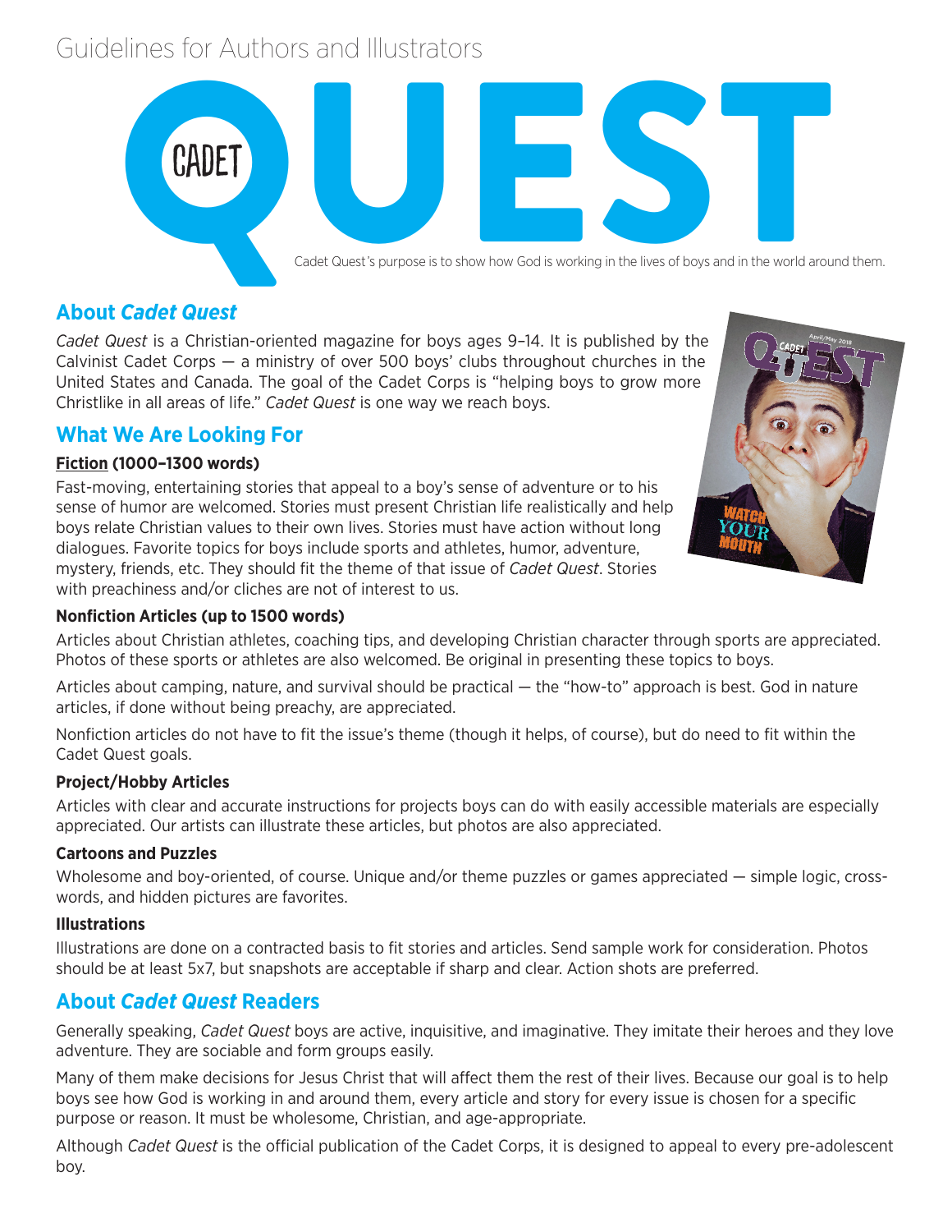Guidelines for Authors and Illustrators

# CADET QUEST

Cadet Quest's purpose is to show how God is working in the lives of boys and in the world around them.

## About *Cadet Quest*

*Cadet Quest* is a Christian-oriented magazine for boys ages 9–14. It is published by the Calvinist Cadet Corps — a ministry of over 500 boys' clubs throughout churches in the United States and Canada. The goal of the Cadet Corps is "helping boys to grow more Christlike in all areas of life." *Cadet Quest* is one way we reach boys.

## What We Are Looking For

### Fiction (1000–1300 words)

Fast-moving, entertaining stories that appeal to a boy's sense of adventure or to his sense of humor are welcomed. Stories must present Christian life realistically and help boys relate Christian values to their own lives. Stories must have action without long dialogues. Favorite topics for boys include sports and athletes, humor, adventure, mystery, friends, etc. They should fit the theme of that issue of *Cadet Quest*. Stories with preachiness and/or cliches are not of interest to us.

### Nonfiction Articles (up to 1500 words)

Articles about Christian athletes, coaching tips, and developing Christian character through sports are appreciated. Photos of these sports or athletes are also welcomed. Be original in presenting these topics to boys.

Articles about camping, nature, and survival should be practical — the "how-to" approach is best. God in nature articles, if done without being preachy, are appreciated.

Nonfiction articles do not have to fit the issue's theme (though it helps, of course), but do need to fit within the Cadet Quest goals.

### Project/Hobby Articles

Articles with clear and accurate instructions for projects boys can do with easily accessible materials are especially appreciated. Our artists can illustrate these articles, but photos are also appreciated.

### Cartoons and Puzzles

Wholesome and boy-oriented, of course. Unique and/or theme puzzles or games appreciated — simple logic, cross-words, and hidden pictures are favorites.

### Illustrations

Illustrations are done on a contracted basis to fit stories and articles. Send sample work for consideration. Photos should be at least 5x7, but snapshots are acceptable if sharp and clear. Action shots are preferred.

## About *Cadet Quest* Readers

Generally speaking, *Cadet Quest* boys are active, inquisitive, and imaginative. They imitate their heroes and they love adventure. They are sociable and form groups easily.

Many of them make decisions for Jesus Christ that will affect them the rest of their lives. Because our goal is to help boys see how God is working in and around them, every article and story for every issue is chosen for a specific purpose or reason. It must be wholesome, Christian, and age-appropriate.

Although *Cadet Quest* is the official publication of the Cadet Corps, it is designed to appeal to every pre-adolescent boy.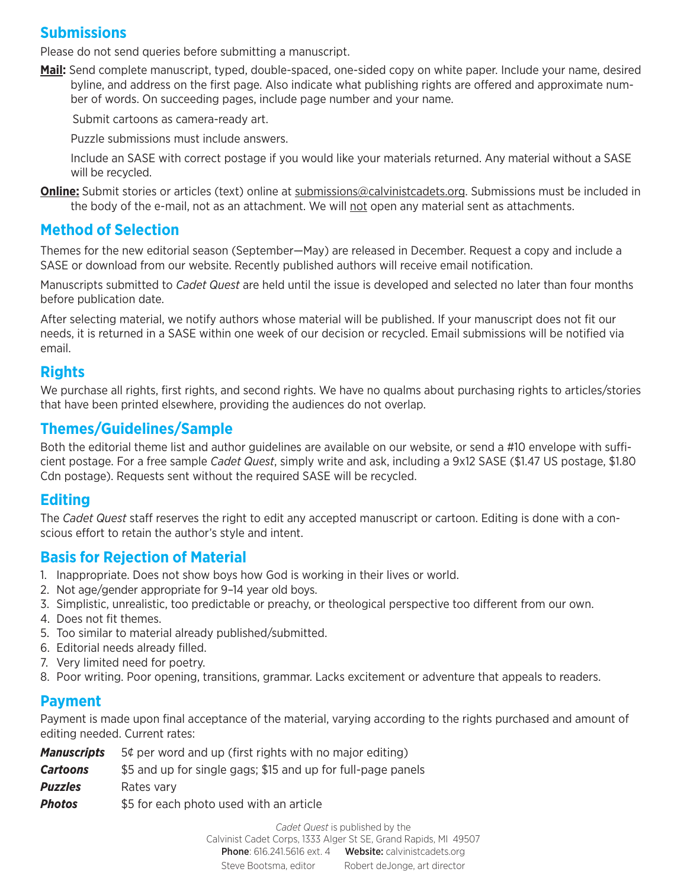## Submissions

Please do not send queries before submitting a manuscript.

**Mail:** Send complete manuscript, typed, double-spaced, one-sided copy on white paper. Include your name, desired byline, and address on the first page. Also indicate what publishing rights are offered and approximate number of words. On succeeding pages, include page number and your name.

Submit cartoons as camera-ready art.

Puzzle submissions must include answers.

Include an SASE with correct postage if you would like your materials returned. Any material without a SASE will be recycled.

**Online:** Submit stories or articles (text) online at submissions@calvinistcadets.org. Submissions must be included in the body of the e-mail, not as an attachment. We will not open any material sent as attachments.

## Method of Selection

Themes for the new editorial season (September—May) are released in December. Request a copy and include a SASE or download from our website. Recently published authors will receive email notification.

Manuscripts submitted to *Cadet Quest* are held until the issue is developed and selected no later than four months before publication date.

After selecting material, we notify authors whose material will be published. If your manuscript does not fit our needs, it is returned in a SASE within one week of our decision or recycled. Email submissions will be notified via email.

## Rights

We purchase all rights, first rights, and second rights. We have no qualms about purchasing rights to articles/stories that have been printed elsewhere, providing the audiences do not overlap.

## Themes/Guidelines/Sample

Both the editorial theme list and author guidelines are available on our website, or send a #10 envelope with sufficient postage. For a free sample *Cadet Quest*, simply write and ask, including a 9x12 SASE ($1.47 US postage, $1.80 Cdn postage). Requests sent without the required SASE will be recycled.

## Editing

The *Cadet Quest* staff reserves the right to edit any accepted manuscript or cartoon. Editing is done with a conscious effort to retain the author's style and intent.

## Basis for Rejection of Material

1. Inappropriate. Does not show boys how God is working in their lives or world.
2. Not age/gender appropriate for 9–14 year old boys.
3. Simplistic, unrealistic, too predictable or preachy, or theological perspective too different from our own.
4. Does not fit themes.
5. Too similar to material already published/submitted.
6. Editorial needs already filled.
7. Very limited need for poetry.
8. Poor writing. Poor opening, transitions, grammar. Lacks excitement or adventure that appeals to readers.

## Payment

Payment is made upon final acceptance of the material, varying according to the rights purchased and amount of editing needed. Current rates:

| | |
|---|---|
| ***Manuscripts*** | 5¢ per word and up (first rights with no major editing) |
| ***Cartoons*** | $5 and up for single gags; $15 and up for full-page panels |
| ***Puzzles*** | Rates vary |
| ***Photos*** | $5 for each photo used with an article |

*Cadet Quest* is published by the
Calvinist Cadet Corps, 1333 Alger St SE, Grand Rapids, MI 49507
**Phone**: 616.241.5616 ext. 4 **Website:** calvinistcadets.org
Steve Bootsma, editor Robert deJonge, art director